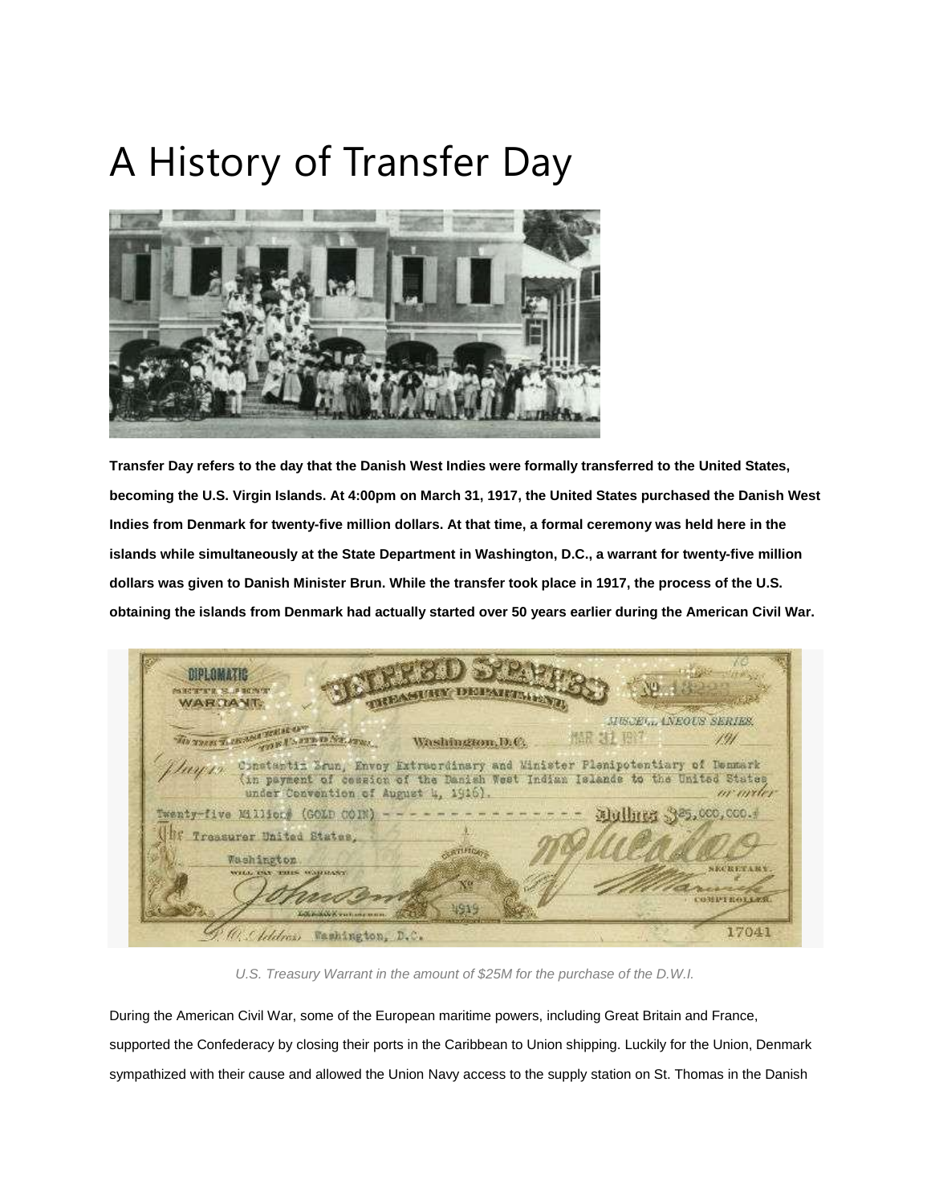# A History of Transfer Day

**Transfer Day refers to the day that the Danish West Indies were formally transferred to the United States, becoming the U.S. Virgin Islands. At 4:00pm on March 31, 1917, the United States purchased the Danish West Indies from Denmark for twenty-five million dollars. At that time, a formal ceremony was held here in the islands while simultaneously at the State Department in Washington, D.C., a warrant for twenty-five million dollars was given to Danish Minister Brun. While the transfer took place in 1917, the process of the U.S. obtaining the islands from Denmark had actually started over 50 years earlier during the American Civil War.**

*U.S. Treasury Warrant in the amount of $25M for the purchase of the D.W.I.*

During the American Civil War, some of the European maritime powers, including Great Britain and France, supported the Confederacy by closing their ports in the Caribbean to Union shipping. Luckily for the Union, Denmark sympathized with their cause and allowed the Union Navy access to the supply station on St. Thomas in the Danish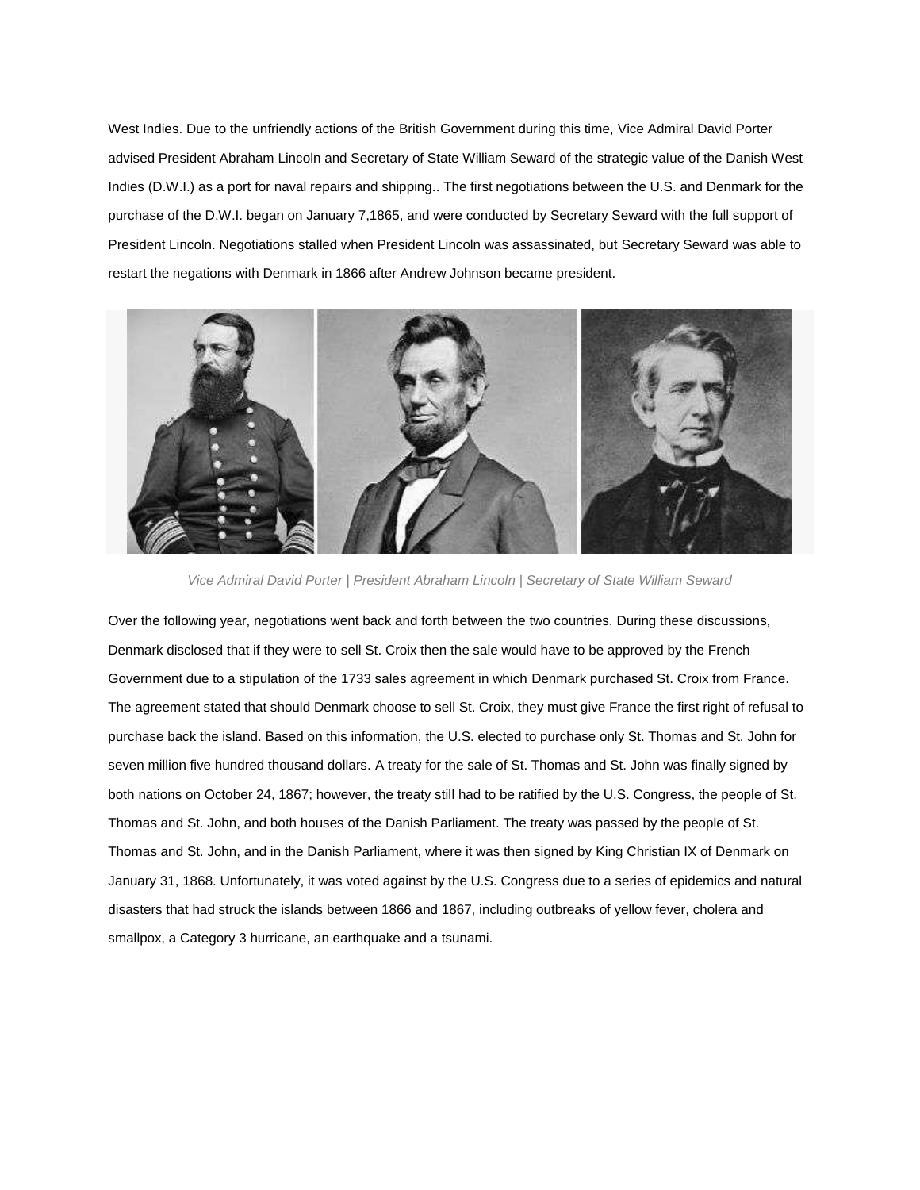West Indies. Due to the unfriendly actions of the British Government during this time, Vice Admiral David Porter advised President Abraham Lincoln and Secretary of State William Seward of the strategic value of the Danish West Indies (D.W.I.) as a port for naval repairs and shipping.. The first negotiations between the U.S. and Denmark for the purchase of the D.W.I. began on January 7,1865, and were conducted by Secretary Seward with the full support of President Lincoln. Negotiations stalled when President Lincoln was assassinated, but Secretary Seward was able to restart the negations with Denmark in 1866 after Andrew Johnson became president.

*Vice Admiral David Porter | President Abraham Lincoln | Secretary of State William Seward*

Over the following year, negotiations went back and forth between the two countries. During these discussions, Denmark disclosed that if they were to sell St. Croix then the sale would have to be approved by the French Government due to a stipulation of the 1733 sales agreement in which Denmark purchased St. Croix from France. The agreement stated that should Denmark choose to sell St. Croix, they must give France the first right of refusal to purchase back the island. Based on this information, the U.S. elected to purchase only St. Thomas and St. John for seven million five hundred thousand dollars. A treaty for the sale of St. Thomas and St. John was finally signed by both nations on October 24, 1867; however, the treaty still had to be ratified by the U.S. Congress, the people of St. Thomas and St. John, and both houses of the Danish Parliament. The treaty was passed by the people of St. Thomas and St. John, and in the Danish Parliament, where it was then signed by King Christian IX of Denmark on January 31, 1868. Unfortunately, it was voted against by the U.S. Congress due to a series of epidemics and natural disasters that had struck the islands between 1866 and 1867, including outbreaks of yellow fever, cholera and smallpox, a Category 3 hurricane, an earthquake and a tsunami.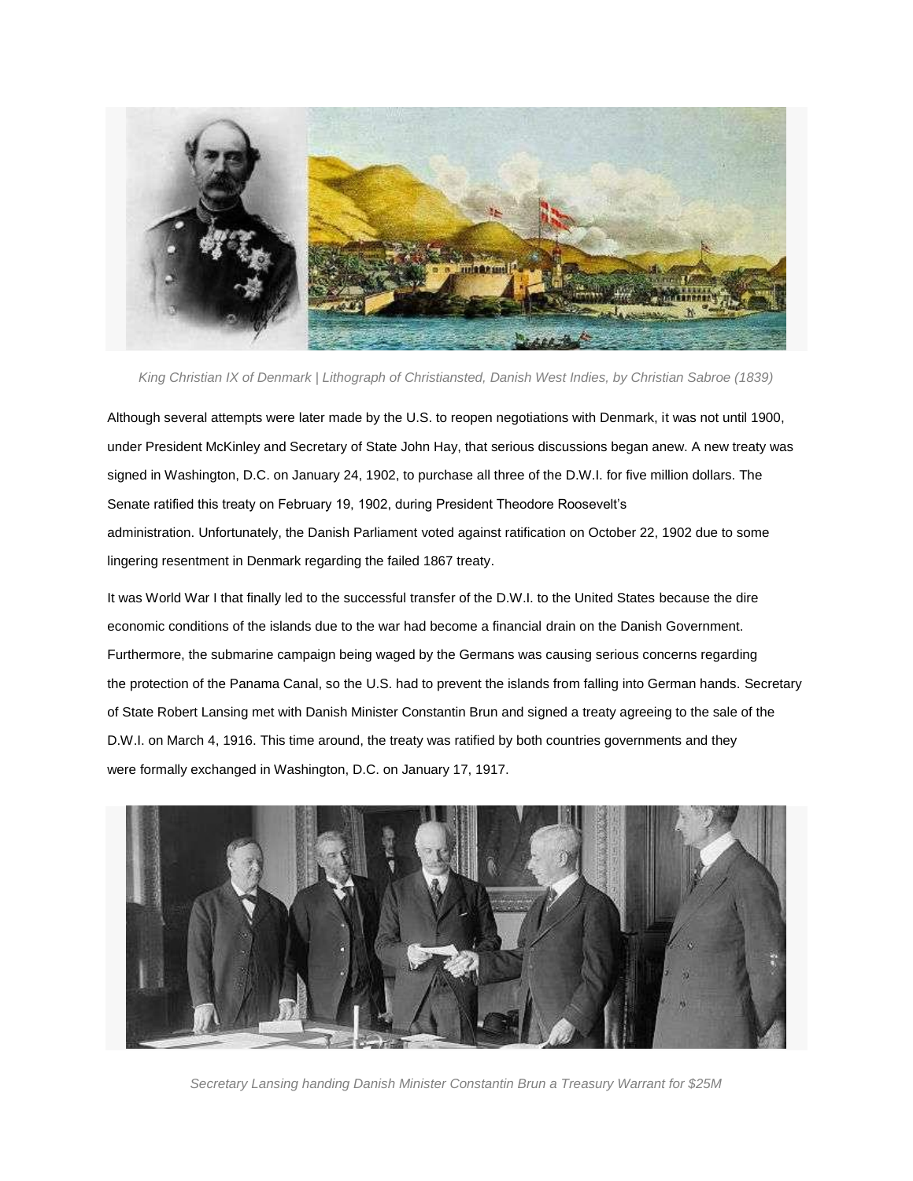*King Christian IX of Denmark | Lithograph of Christiansted, Danish West Indies, by Christian Sabroe (1839)*

Although several attempts were later made by the U.S. to reopen negotiations with Denmark, it was not until 1900, under President McKinley and Secretary of State John Hay, that serious discussions began anew. A new treaty was signed in Washington, D.C. on January 24, 1902, to purchase all three of the D.W.I. for five million dollars. The Senate ratified this treaty on February 19, 1902, during President Theodore Roosevelt's administration. Unfortunately, the Danish Parliament voted against ratification on October 22, 1902 due to some lingering resentment in Denmark regarding the failed 1867 treaty.

It was World War I that finally led to the successful transfer of the D.W.I. to the United States because the dire economic conditions of the islands due to the war had become a financial drain on the Danish Government. Furthermore, the submarine campaign being waged by the Germans was causing serious concerns regarding the protection of the Panama Canal, so the U.S. had to prevent the islands from falling into German hands. Secretary of State Robert Lansing met with Danish Minister Constantin Brun and signed a treaty agreeing to the sale of the D.W.I. on March 4, 1916. This time around, the treaty was ratified by both countries governments and they were formally exchanged in Washington, D.C. on January 17, 1917.

*Secretary Lansing handing Danish Minister Constantin Brun a Treasury Warrant for $25M*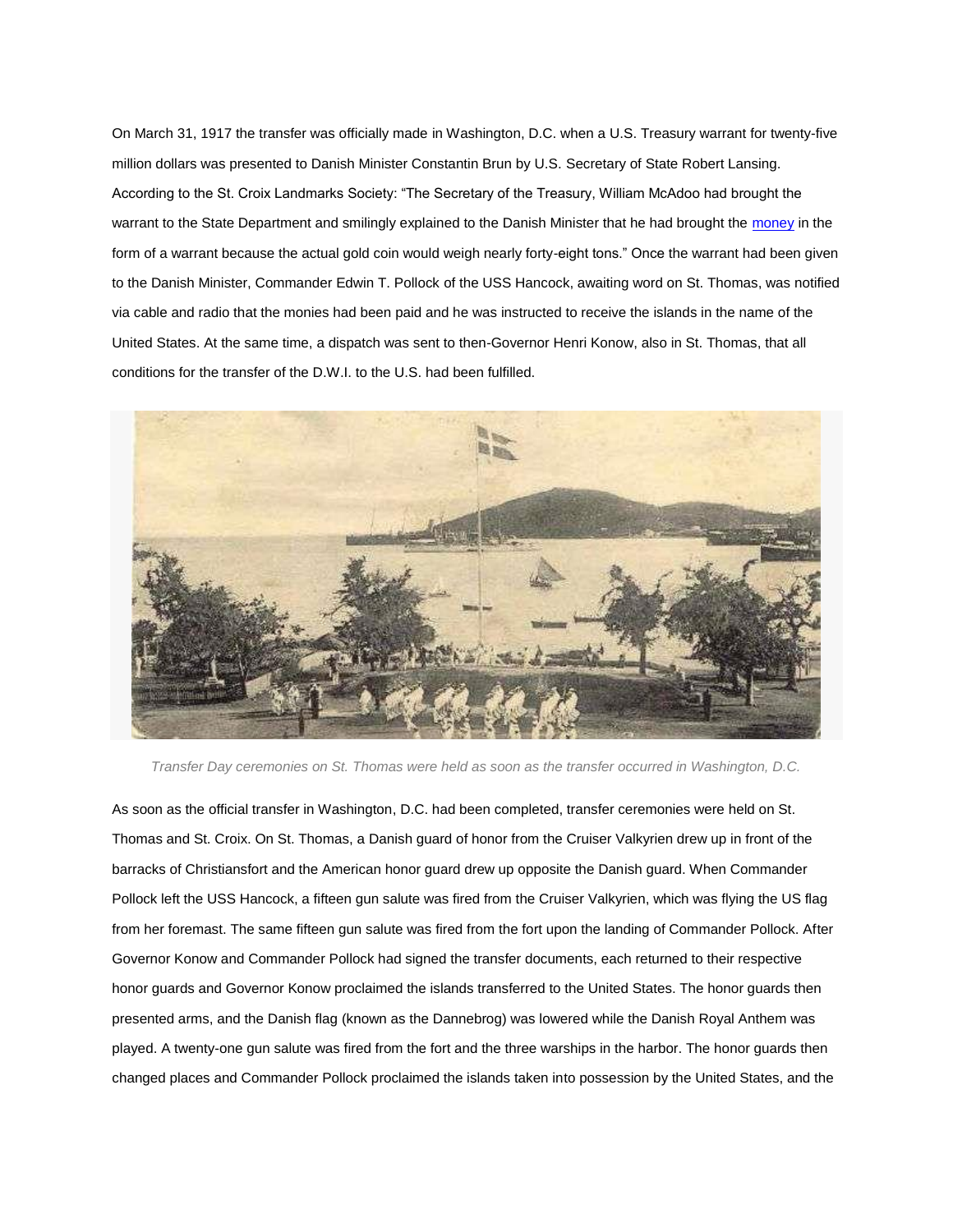On March 31, 1917 the transfer was officially made in Washington, D.C. when a U.S. Treasury warrant for twenty-five million dollars was presented to Danish Minister Constantin Brun by U.S. Secretary of State Robert Lansing. According to the St. Croix Landmarks Society: "The Secretary of the Treasury, William McAdoo had brought the warrant to the State Department and smilingly explained to the Danish Minister that he had brought the money in the form of a warrant because the actual gold coin would weigh nearly forty-eight tons." Once the warrant had been given to the Danish Minister, Commander Edwin T. Pollock of the USS Hancock, awaiting word on St. Thomas, was notified via cable and radio that the monies had been paid and he was instructed to receive the islands in the name of the United States. At the same time, a dispatch was sent to then-Governor Henri Konow, also in St. Thomas, that all conditions for the transfer of the D.W.I. to the U.S. had been fulfilled.

*Transfer Day ceremonies on St. Thomas were held as soon as the transfer occurred in Washington, D.C.*

As soon as the official transfer in Washington, D.C. had been completed, transfer ceremonies were held on St. Thomas and St. Croix. On St. Thomas, a Danish guard of honor from the Cruiser Valkyrien drew up in front of the barracks of Christiansfort and the American honor guard drew up opposite the Danish guard. When Commander Pollock left the USS Hancock, a fifteen gun salute was fired from the Cruiser Valkyrien, which was flying the US flag from her foremast. The same fifteen gun salute was fired from the fort upon the landing of Commander Pollock. After Governor Konow and Commander Pollock had signed the transfer documents, each returned to their respective honor guards and Governor Konow proclaimed the islands transferred to the United States. The honor guards then presented arms, and the Danish flag (known as the Dannebrog) was lowered while the Danish Royal Anthem was played. A twenty-one gun salute was fired from the fort and the three warships in the harbor. The honor guards then changed places and Commander Pollock proclaimed the islands taken into possession by the United States, and the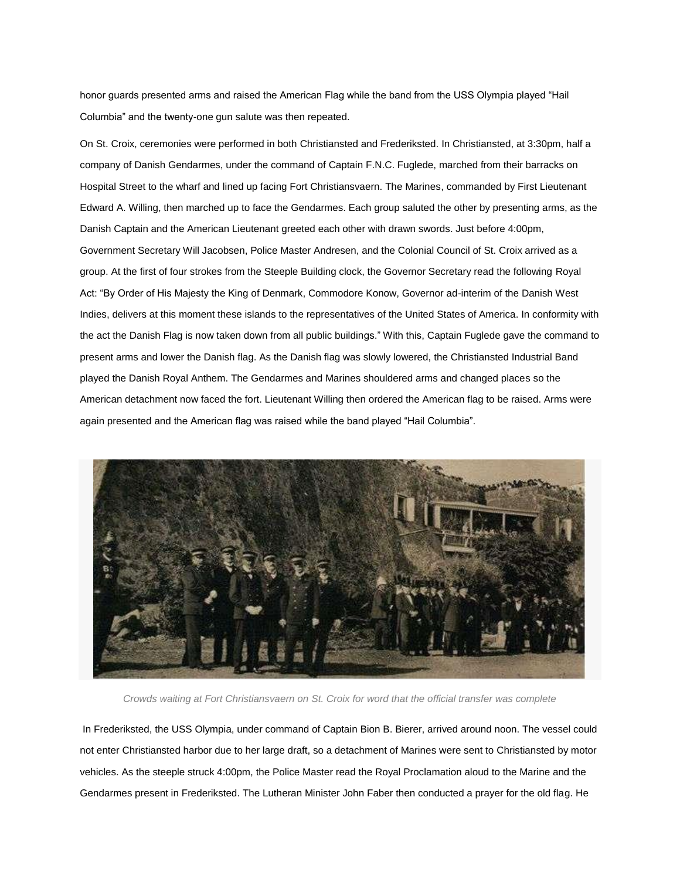honor guards presented arms and raised the American Flag while the band from the USS Olympia played "Hail Columbia" and the twenty-one gun salute was then repeated.

On St. Croix, ceremonies were performed in both Christiansted and Frederiksted. In Christiansted, at 3:30pm, half a company of Danish Gendarmes, under the command of Captain F.N.C. Fuglede, marched from their barracks on Hospital Street to the wharf and lined up facing Fort Christiansvaern. The Marines, commanded by First Lieutenant Edward A. Willing, then marched up to face the Gendarmes. Each group saluted the other by presenting arms, as the Danish Captain and the American Lieutenant greeted each other with drawn swords. Just before 4:00pm, Government Secretary Will Jacobsen, Police Master Andresen, and the Colonial Council of St. Croix arrived as a group. At the first of four strokes from the Steeple Building clock, the Governor Secretary read the following Royal Act: "By Order of His Majesty the King of Denmark, Commodore Konow, Governor ad-interim of the Danish West Indies, delivers at this moment these islands to the representatives of the United States of America. In conformity with the act the Danish Flag is now taken down from all public buildings." With this, Captain Fuglede gave the command to present arms and lower the Danish flag. As the Danish flag was slowly lowered, the Christiansted Industrial Band played the Danish Royal Anthem. The Gendarmes and Marines shouldered arms and changed places so the American detachment now faced the fort. Lieutenant Willing then ordered the American flag to be raised. Arms were again presented and the American flag was raised while the band played "Hail Columbia".

*Crowds waiting at Fort Christiansvaern on St. Croix for word that the official transfer was complete*

In Frederiksted, the USS Olympia, under command of Captain Bion B. Bierer, arrived around noon. The vessel could not enter Christiansted harbor due to her large draft, so a detachment of Marines were sent to Christiansted by motor vehicles. As the steeple struck 4:00pm, the Police Master read the Royal Proclamation aloud to the Marine and the Gendarmes present in Frederiksted. The Lutheran Minister John Faber then conducted a prayer for the old flag. He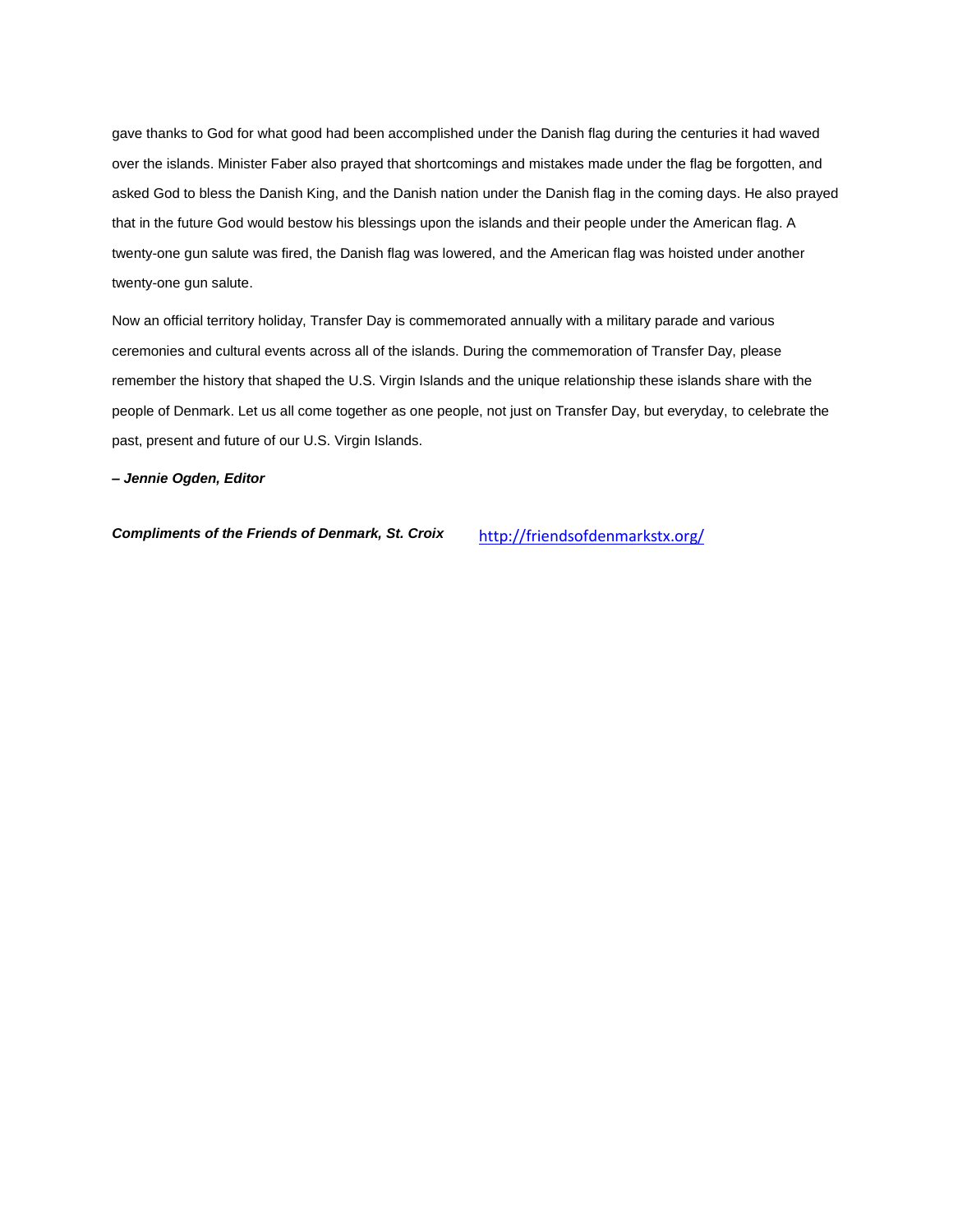gave thanks to God for what good had been accomplished under the Danish flag during the centuries it had waved over the islands. Minister Faber also prayed that shortcomings and mistakes made under the flag be forgotten, and asked God to bless the Danish King, and the Danish nation under the Danish flag in the coming days. He also prayed that in the future God would bestow his blessings upon the islands and their people under the American flag. A twenty-one gun salute was fired, the Danish flag was lowered, and the American flag was hoisted under another twenty-one gun salute.

Now an official territory holiday, Transfer Day is commemorated annually with a military parade and various ceremonies and cultural events across all of the islands. During the commemoration of Transfer Day, please remember the history that shaped the U.S. Virgin Islands and the unique relationship these islands share with the people of Denmark. Let us all come together as one people, not just on Transfer Day, but everyday, to celebrate the past, present and future of our U.S. Virgin Islands.

***– Jennie Ogden, Editor***

***Compliments of the Friends of Denmark, St. Croix*** http://friendsofdenmarkstx.org/